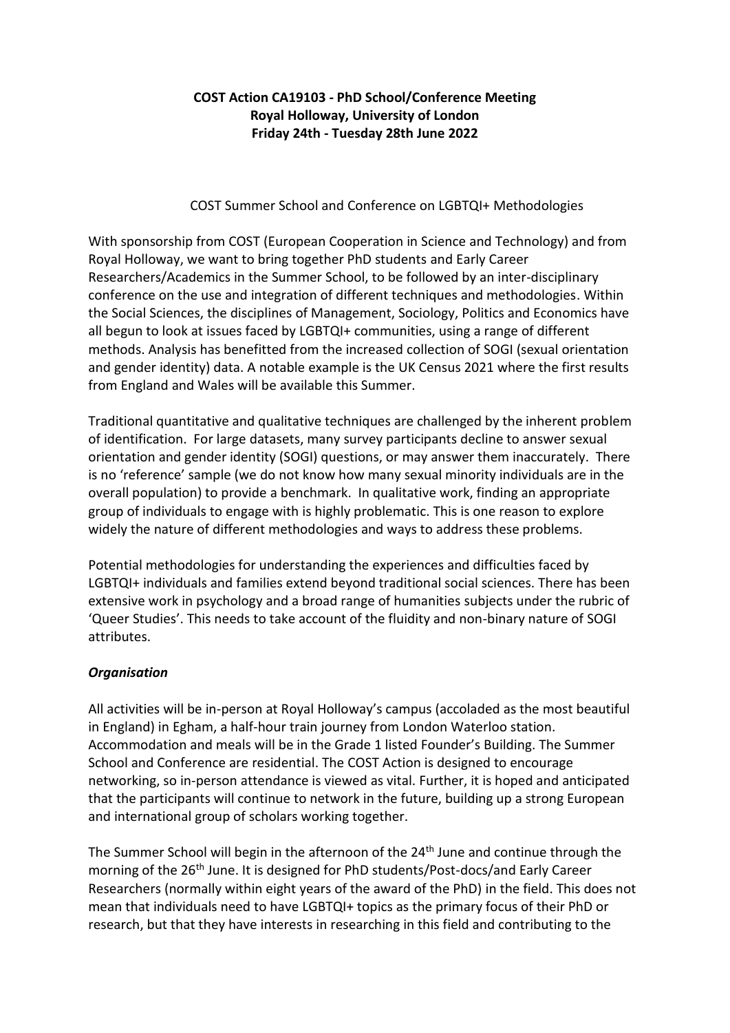**COST Action CA19103 - PhD School/Conference Meeting**
**Royal Holloway, University of London**
**Friday 24th - Tuesday 28th June 2022**

COST Summer School and Conference on LGBTQI+ Methodologies

With sponsorship from COST (European Cooperation in Science and Technology) and from Royal Holloway, we want to bring together PhD students and Early Career Researchers/Academics in the Summer School, to be followed by an inter-disciplinary conference on the use and integration of different techniques and methodologies. Within the Social Sciences, the disciplines of Management, Sociology, Politics and Economics have all begun to look at issues faced by LGBTQI+ communities, using a range of different methods. Analysis has benefitted from the increased collection of SOGI (sexual orientation and gender identity) data. A notable example is the UK Census 2021 where the first results from England and Wales will be available this Summer.

Traditional quantitative and qualitative techniques are challenged by the inherent problem of identification. For large datasets, many survey participants decline to answer sexual orientation and gender identity (SOGI) questions, or may answer them inaccurately. There is no 'reference' sample (we do not know how many sexual minority individuals are in the overall population) to provide a benchmark. In qualitative work, finding an appropriate group of individuals to engage with is highly problematic. This is one reason to explore widely the nature of different methodologies and ways to address these problems.

Potential methodologies for understanding the experiences and difficulties faced by LGBTQI+ individuals and families extend beyond traditional social sciences. There has been extensive work in psychology and a broad range of humanities subjects under the rubric of 'Queer Studies'. This needs to take account of the fluidity and non-binary nature of SOGI attributes.

***Organisation***

All activities will be in-person at Royal Holloway's campus (accoladed as the most beautiful in England) in Egham, a half-hour train journey from London Waterloo station. Accommodation and meals will be in the Grade 1 listed Founder's Building. The Summer School and Conference are residential. The COST Action is designed to encourage networking, so in-person attendance is viewed as vital. Further, it is hoped and anticipated that the participants will continue to network in the future, building up a strong European and international group of scholars working together.

The Summer School will begin in the afternoon of the 24th June and continue through the morning of the 26th June. It is designed for PhD students/Post-docs/and Early Career Researchers (normally within eight years of the award of the PhD) in the field. This does not mean that individuals need to have LGBTQI+ topics as the primary focus of their PhD or research, but that they have interests in researching in this field and contributing to the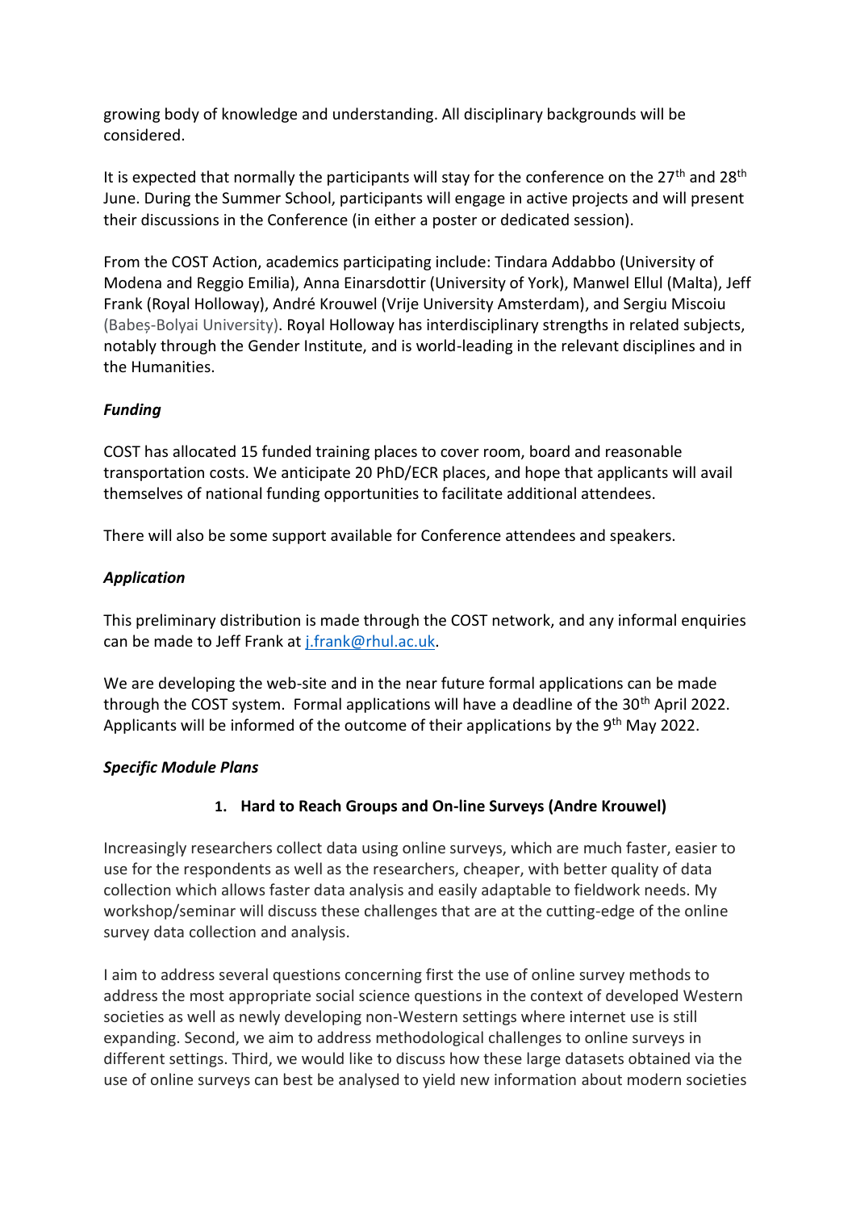growing body of knowledge and understanding. All disciplinary backgrounds will be considered.

It is expected that normally the participants will stay for the conference on the 27th and 28th June. During the Summer School, participants will engage in active projects and will present their discussions in the Conference (in either a poster or dedicated session).

From the COST Action, academics participating include: Tindara Addabbo (University of Modena and Reggio Emilia), Anna Einarsdottir (University of York), Manwel Ellul (Malta), Jeff Frank (Royal Holloway), André Krouwel (Vrije University Amsterdam), and Sergiu Miscoiu (Babeș-Bolyai University). Royal Holloway has interdisciplinary strengths in related subjects, notably through the Gender Institute, and is world-leading in the relevant disciplines and in the Humanities.

### *Funding*

COST has allocated 15 funded training places to cover room, board and reasonable transportation costs. We anticipate 20 PhD/ECR places, and hope that applicants will avail themselves of national funding opportunities to facilitate additional attendees.

There will also be some support available for Conference attendees and speakers.

### *Application*

This preliminary distribution is made through the COST network, and any informal enquiries can be made to Jeff Frank at j.frank@rhul.ac.uk.

We are developing the web-site and in the near future formal applications can be made through the COST system. Formal applications will have a deadline of the 30th April 2022. Applicants will be informed of the outcome of their applications by the 9th May 2022.

### *Specific Module Plans*

#### 1. Hard to Reach Groups and On-line Surveys (Andre Krouwel)

Increasingly researchers collect data using online surveys, which are much faster, easier to use for the respondents as well as the researchers, cheaper, with better quality of data collection which allows faster data analysis and easily adaptable to fieldwork needs. My workshop/seminar will discuss these challenges that are at the cutting-edge of the online survey data collection and analysis.

I aim to address several questions concerning first the use of online survey methods to address the most appropriate social science questions in the context of developed Western societies as well as newly developing non-Western settings where internet use is still expanding. Second, we aim to address methodological challenges to online surveys in different settings. Third, we would like to discuss how these large datasets obtained via the use of online surveys can best be analysed to yield new information about modern societies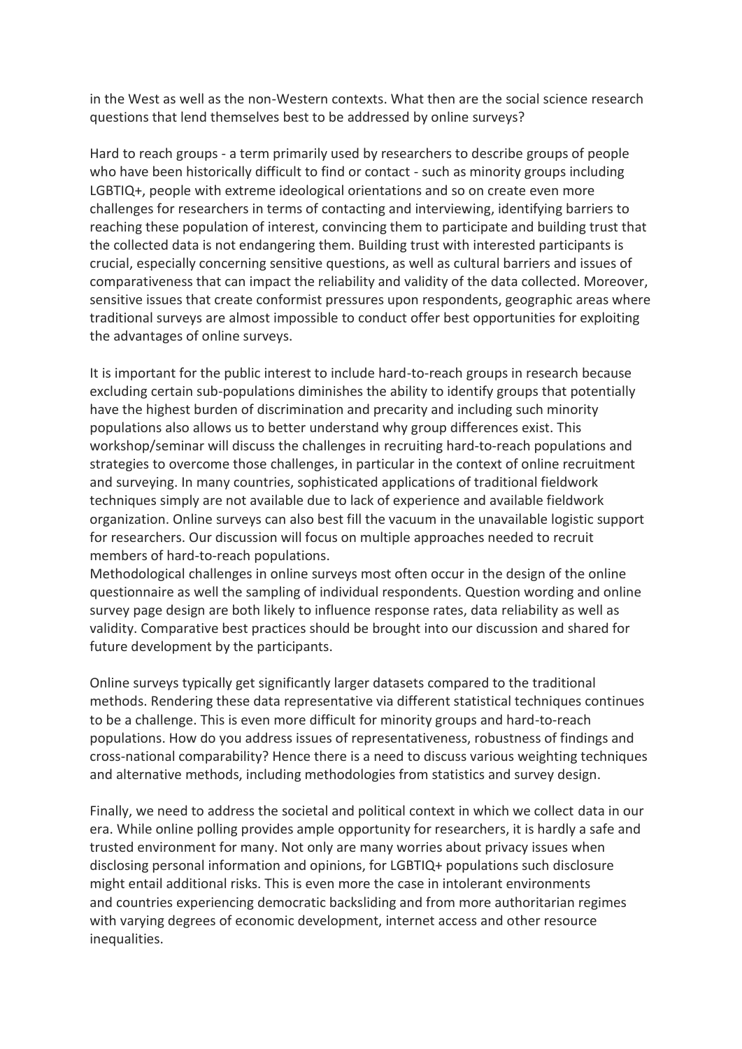in the West as well as the non-Western contexts. What then are the social science research questions that lend themselves best to be addressed by online surveys?

Hard to reach groups - a term primarily used by researchers to describe groups of people who have been historically difficult to find or contact - such as minority groups including LGBTIQ+, people with extreme ideological orientations and so on create even more challenges for researchers in terms of contacting and interviewing, identifying barriers to reaching these population of interest, convincing them to participate and building trust that the collected data is not endangering them. Building trust with interested participants is crucial, especially concerning sensitive questions, as well as cultural barriers and issues of comparativeness that can impact the reliability and validity of the data collected. Moreover, sensitive issues that create conformist pressures upon respondents, geographic areas where traditional surveys are almost impossible to conduct offer best opportunities for exploiting the advantages of online surveys.

It is important for the public interest to include hard-to-reach groups in research because excluding certain sub-populations diminishes the ability to identify groups that potentially have the highest burden of discrimination and precarity and including such minority populations also allows us to better understand why group differences exist. This workshop/seminar will discuss the challenges in recruiting hard-to-reach populations and strategies to overcome those challenges, in particular in the context of online recruitment and surveying. In many countries, sophisticated applications of traditional fieldwork techniques simply are not available due to lack of experience and available fieldwork organization. Online surveys can also best fill the vacuum in the unavailable logistic support for researchers. Our discussion will focus on multiple approaches needed to recruit members of hard-to-reach populations.

Methodological challenges in online surveys most often occur in the design of the online questionnaire as well the sampling of individual respondents. Question wording and online survey page design are both likely to influence response rates, data reliability as well as validity. Comparative best practices should be brought into our discussion and shared for future development by the participants.

Online surveys typically get significantly larger datasets compared to the traditional methods. Rendering these data representative via different statistical techniques continues to be a challenge. This is even more difficult for minority groups and hard-to-reach populations. How do you address issues of representativeness, robustness of findings and cross-national comparability? Hence there is a need to discuss various weighting techniques and alternative methods, including methodologies from statistics and survey design.

Finally, we need to address the societal and political context in which we collect data in our era. While online polling provides ample opportunity for researchers, it is hardly a safe and trusted environment for many. Not only are many worries about privacy issues when disclosing personal information and opinions, for LGBTIQ+ populations such disclosure might entail additional risks. This is even more the case in intolerant environments and countries experiencing democratic backsliding and from more authoritarian regimes with varying degrees of economic development, internet access and other resource inequalities.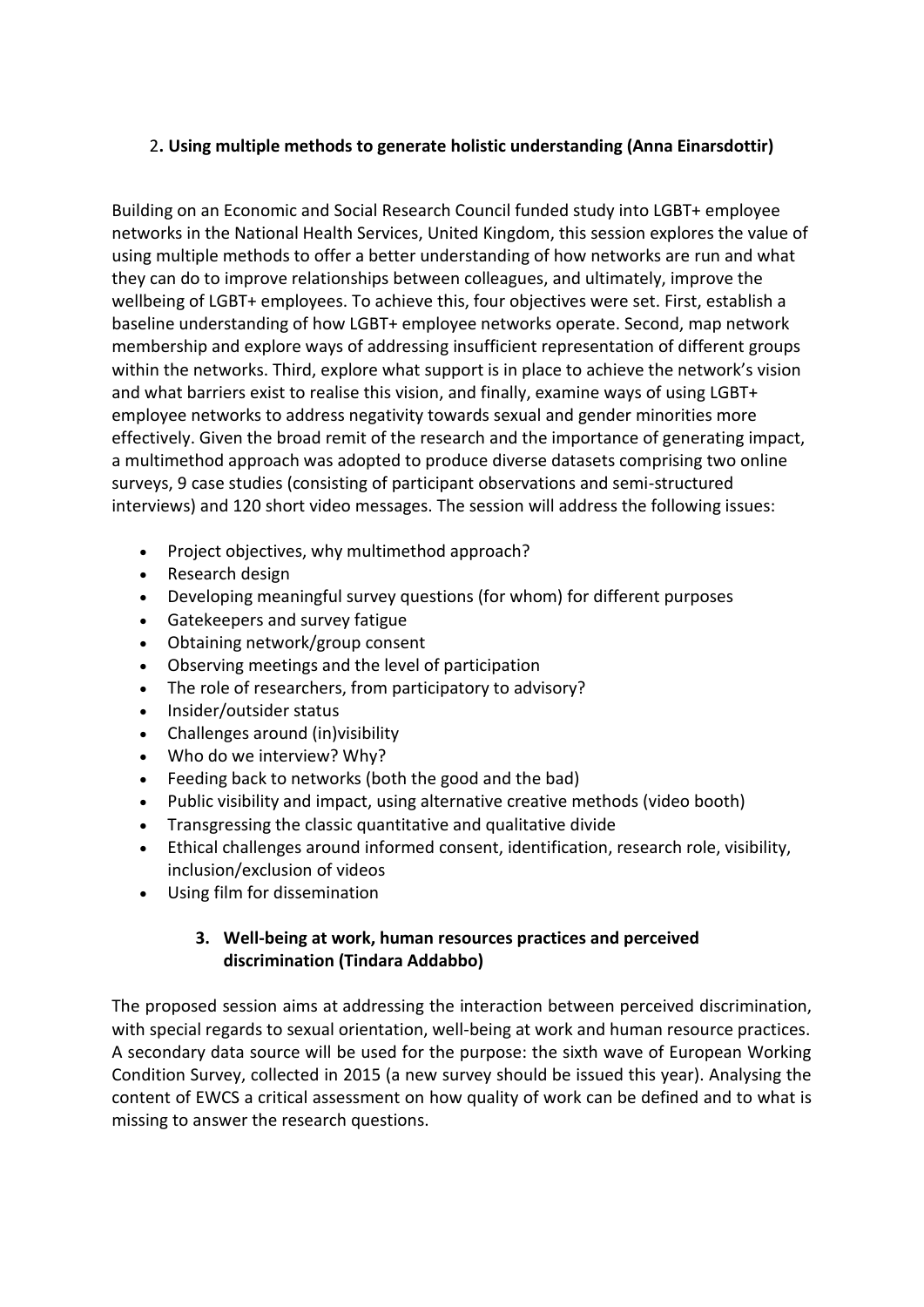## 2. Using multiple methods to generate holistic understanding (Anna Einarsdottir)

Building on an Economic and Social Research Council funded study into LGBT+ employee networks in the National Health Services, United Kingdom, this session explores the value of using multiple methods to offer a better understanding of how networks are run and what they can do to improve relationships between colleagues, and ultimately, improve the wellbeing of LGBT+ employees. To achieve this, four objectives were set. First, establish a baseline understanding of how LGBT+ employee networks operate. Second, map network membership and explore ways of addressing insufficient representation of different groups within the networks. Third, explore what support is in place to achieve the network's vision and what barriers exist to realise this vision, and finally, examine ways of using LGBT+ employee networks to address negativity towards sexual and gender minorities more effectively. Given the broad remit of the research and the importance of generating impact, a multimethod approach was adopted to produce diverse datasets comprising two online surveys, 9 case studies (consisting of participant observations and semi-structured interviews) and 120 short video messages. The session will address the following issues:

- Project objectives, why multimethod approach?
- Research design
- Developing meaningful survey questions (for whom) for different purposes
- Gatekeepers and survey fatigue
- Obtaining network/group consent
- Observing meetings and the level of participation
- The role of researchers, from participatory to advisory?
- Insider/outsider status
- Challenges around (in)visibility
- Who do we interview? Why?
- Feeding back to networks (both the good and the bad)
- Public visibility and impact, using alternative creative methods (video booth)
- Transgressing the classic quantitative and qualitative divide
- Ethical challenges around informed consent, identification, research role, visibility, inclusion/exclusion of videos
- Using film for dissemination

## 3. Well-being at work, human resources practices and perceived discrimination (Tindara Addabbo)

The proposed session aims at addressing the interaction between perceived discrimination, with special regards to sexual orientation, well-being at work and human resource practices. A secondary data source will be used for the purpose: the sixth wave of European Working Condition Survey, collected in 2015 (a new survey should be issued this year). Analysing the content of EWCS a critical assessment on how quality of work can be defined and to what is missing to answer the research questions.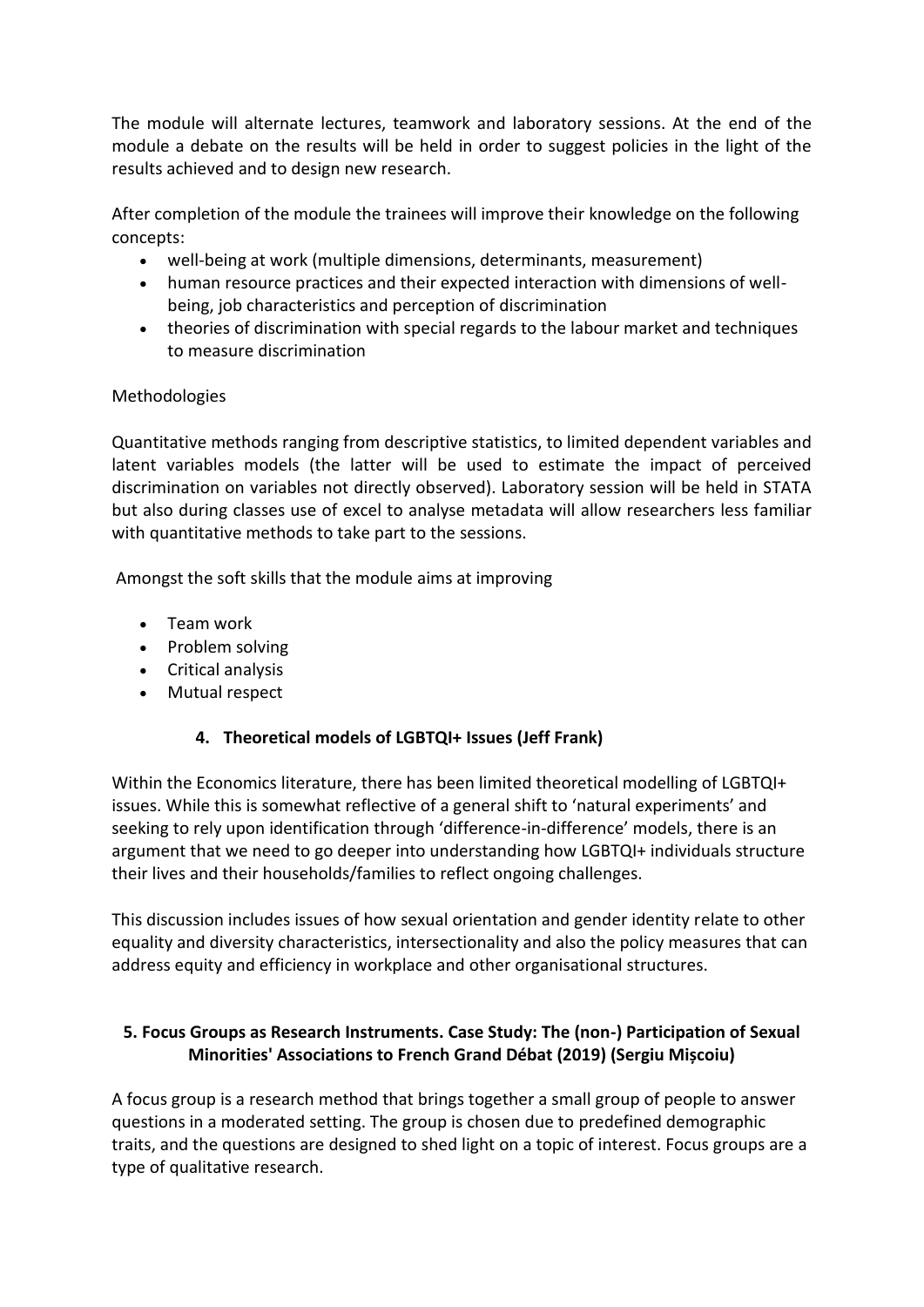The module will alternate lectures, teamwork and laboratory sessions. At the end of the module a debate on the results will be held in order to suggest policies in the light of the results achieved and to design new research.

After completion of the module the trainees will improve their knowledge on the following concepts:

- well-being at work (multiple dimensions, determinants, measurement)
- human resource practices and their expected interaction with dimensions of well-being, job characteristics and perception of discrimination
- theories of discrimination with special regards to the labour market and techniques to measure discrimination

Methodologies

Quantitative methods ranging from descriptive statistics, to limited dependent variables and latent variables models (the latter will be used to estimate the impact of perceived discrimination on variables not directly observed). Laboratory session will be held in STATA but also during classes use of excel to analyse metadata will allow researchers less familiar with quantitative methods to take part to the sessions.

Amongst the soft skills that the module aims at improving

- Team work
- Problem solving
- Critical analysis
- Mutual respect

### 4. Theoretical models of LGBTQI+ Issues (Jeff Frank)

Within the Economics literature, there has been limited theoretical modelling of LGBTQI+ issues. While this is somewhat reflective of a general shift to 'natural experiments' and seeking to rely upon identification through 'difference-in-difference' models, there is an argument that we need to go deeper into understanding how LGBTQI+ individuals structure their lives and their households/families to reflect ongoing challenges.

This discussion includes issues of how sexual orientation and gender identity relate to other equality and diversity characteristics, intersectionality and also the policy measures that can address equity and efficiency in workplace and other organisational structures.

### 5. Focus Groups as Research Instruments. Case Study: The (non-) Participation of Sexual Minorities' Associations to French Grand Débat (2019) (Sergiu Mișcoiu)

A focus group is a research method that brings together a small group of people to answer questions in a moderated setting. The group is chosen due to predefined demographic traits, and the questions are designed to shed light on a topic of interest. Focus groups are a type of qualitative research.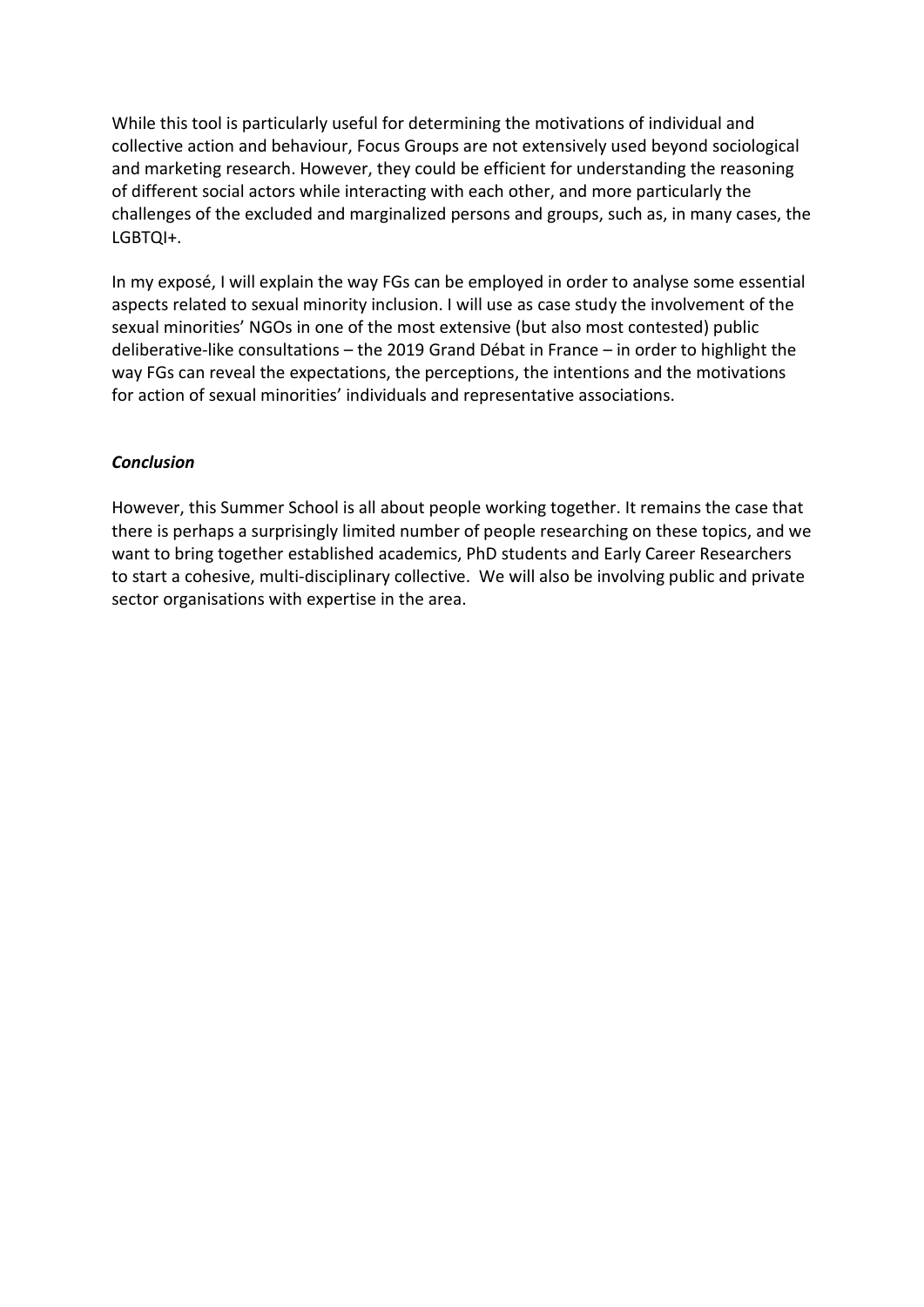While this tool is particularly useful for determining the motivations of individual and collective action and behaviour, Focus Groups are not extensively used beyond sociological and marketing research. However, they could be efficient for understanding the reasoning of different social actors while interacting with each other, and more particularly the challenges of the excluded and marginalized persons and groups, such as, in many cases, the LGBTQI+.

In my exposé, I will explain the way FGs can be employed in order to analyse some essential aspects related to sexual minority inclusion. I will use as case study the involvement of the sexual minorities' NGOs in one of the most extensive (but also most contested) public deliberative-like consultations – the 2019 Grand Débat in France – in order to highlight the way FGs can reveal the expectations, the perceptions, the intentions and the motivations for action of sexual minorities' individuals and representative associations.

***Conclusion***

However, this Summer School is all about people working together. It remains the case that there is perhaps a surprisingly limited number of people researching on these topics, and we want to bring together established academics, PhD students and Early Career Researchers to start a cohesive, multi-disciplinary collective. We will also be involving public and private sector organisations with expertise in the area.